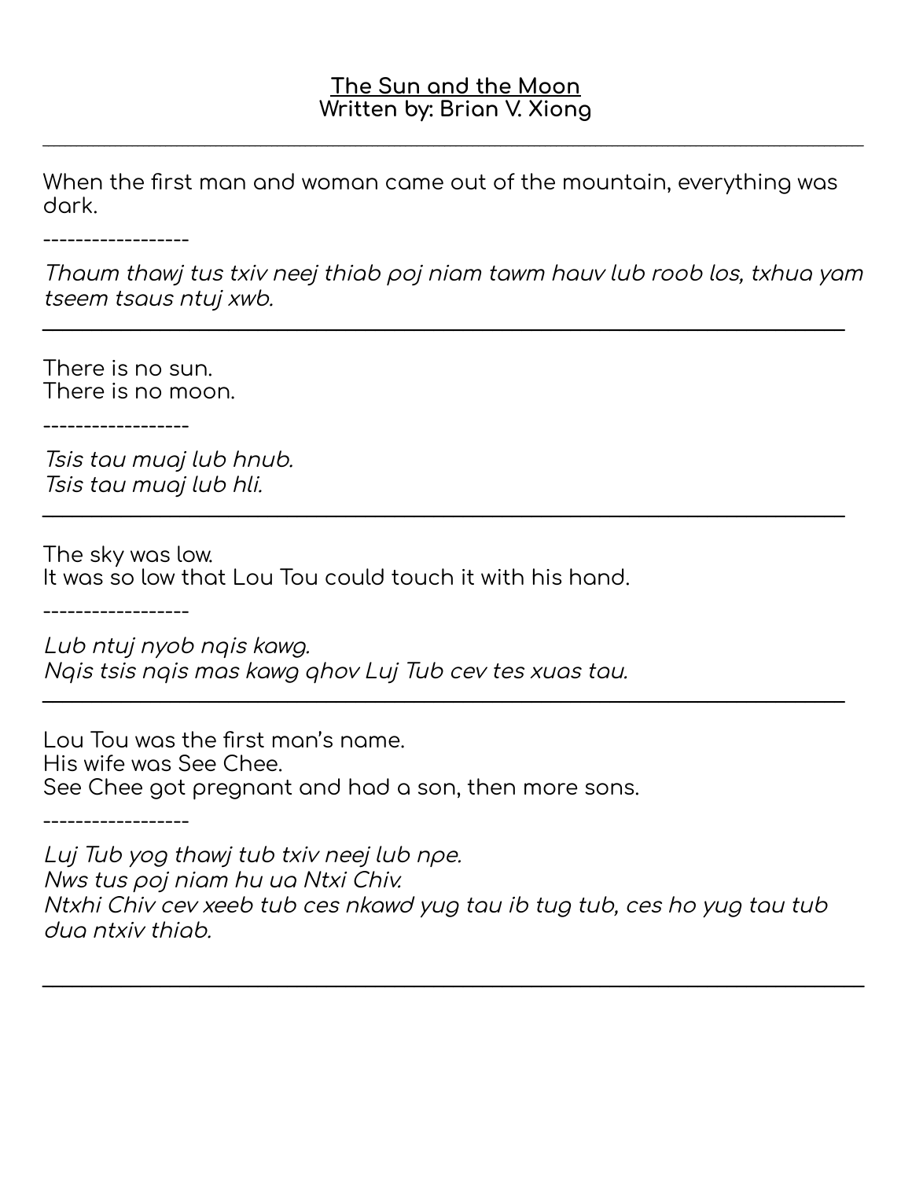**<u>The Sun and the Moon</u>**
**Written by: Brian V. Xiong**

---

When the first man and woman came out of the mountain, everything was dark.

------------------

*Thaum thawj tus txiv neej thiab poj niam tawm hauv lub roob los, txhua yam tseem tsaus ntuj xwb.*

---

There is no sun.
There is no moon.

------------------

*Tsis tau muaj lub hnub.*
*Tsis tau muaj lub hli.*

---

The sky was low.
It was so low that Lou Tou could touch it with his hand.

------------------

*Lub ntuj nyob nqis kawg.*
*Nqis tsis nqis mas kawg qhov Luj Tub cev tes xuas tau.*

---

Lou Tou was the first man's name.
His wife was See Chee.
See Chee got pregnant and had a son, then more sons.

------------------

*Luj Tub yog thawj tub txiv neej lub npe.*
*Nws tus poj niam hu ua Ntxi Chiv.*
*Ntxhi Chiv cev xeeb tub ces nkawd yug tau ib tug tub, ces ho yug tau tub dua ntxiv thiab.*

---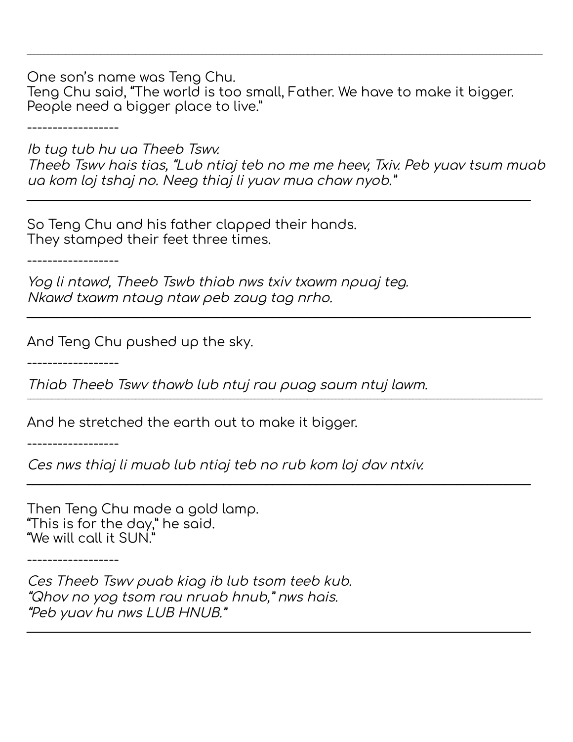---

One son's name was Teng Chu.
Teng Chu said, "The world is too small, Father. We have to make it bigger. People need a bigger place to live."

------------------

*Ib tug tub hu ua Theeb Tswv.*
*Theeb Tswv hais tias, "Lub ntiaj teb no me me heev, Txiv. Peb yuav tsum muab ua kom loj tshaj no. Neeg thiaj li yuav mua chaw nyob."*

---

So Teng Chu and his father clapped their hands.
They stamped their feet three times.

------------------

*Yog li ntawd, Theeb Tswb thiab nws txiv txawm npuaj teg.*
*Nkawd txawm ntaug ntaw peb zaug tag nrho.*

---

And Teng Chu pushed up the sky.

------------------

*Thiab Theeb Tswv thawb lub ntuj rau puag saum ntuj lawm.*

---

And he stretched the earth out to make it bigger.

------------------

*Ces nws thiaj li muab lub ntiaj teb no rub kom loj dav ntxiv.*

---

Then Teng Chu made a gold lamp.
"This is for the day," he said.
"We will call it SUN."

------------------

*Ces Theeb Tswv puab kiag ib lub tsom teeb kub.*
*"Qhov no yog tsom rau nruab hnub," nws hais.*
*"Peb yuav hu nws LUB HNUB."*

---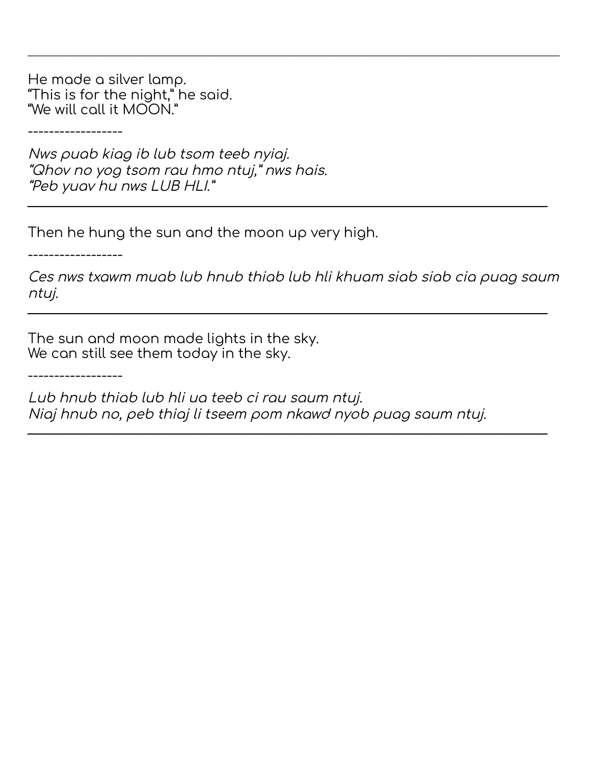---

He made a silver lamp.
"This is for the night," he said.
"We will call it MOON."

------------------

*Nws puab kiag ib lub tsom teeb nyiaj.*
*"Qhov no yog tsom rau hmo ntuj," nws hais.*
*"Peb yuav hu nws LUB HLI."*

---

Then he hung the sun and the moon up very high.

------------------

*Ces nws txawm muab lub hnub thiab lub hli khuam siab siab cia puag saum ntuj.*

---

The sun and moon made lights in the sky.
We can still see them today in the sky.

------------------

*Lub hnub thiab lub hli ua teeb ci rau saum ntuj.*
*Niaj hnub no, peb thiaj li tseem pom nkawd nyob puag saum ntuj.*

---